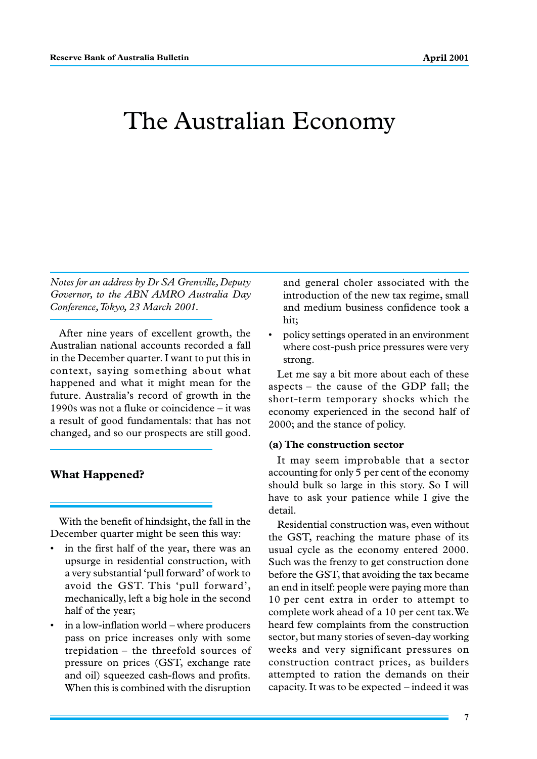# The Australian Economy

*Notes for an address by Dr SA Grenville, Deputy Governor, to the ABN AMRO Australia Day Conference, Tokyo, 23 March 2001.*

After nine years of excellent growth, the Australian national accounts recorded a fall in the December quarter. I want to put this in context, saying something about what happened and what it might mean for the future. Australia's record of growth in the 1990s was not a fluke or coincidence – it was a result of good fundamentals: that has not changed, and so our prospects are still good.

## What Happened?

With the benefit of hindsight, the fall in the December quarter might be seen this way:

- in the first half of the year, there was an upsurge in residential construction, with a very substantial 'pull forward' of work to avoid the GST. This 'pull forward', mechanically, left a big hole in the second half of the year;
- in a low-inflation world – where producers pass on price increases only with some trepidation – the threefold sources of pressure on prices (GST, exchange rate and oil) squeezed cash-flows and profits. When this is combined with the disruption and general choler associated with the introduction of the new tax regime, small and medium business confidence took a hit;
- policy settings operated in an environment where cost-push price pressures were very strong.

Let me say a bit more about each of these aspects – the cause of the GDP fall; the short-term temporary shocks which the economy experienced in the second half of 2000; and the stance of policy.

### (a) The construction sector

It may seem improbable that a sector accounting for only 5 per cent of the economy should bulk so large in this story. So I will have to ask your patience while I give the detail.

Residential construction was, even without the GST, reaching the mature phase of its usual cycle as the economy entered 2000. Such was the frenzy to get construction done before the GST, that avoiding the tax became an end in itself: people were paying more than 10 per cent extra in order to attempt to complete work ahead of a 10 per cent tax. We heard few complaints from the construction sector, but many stories of seven-day working weeks and very significant pressures on construction contract prices, as builders attempted to ration the demands on their capacity. It was to be expected – indeed it was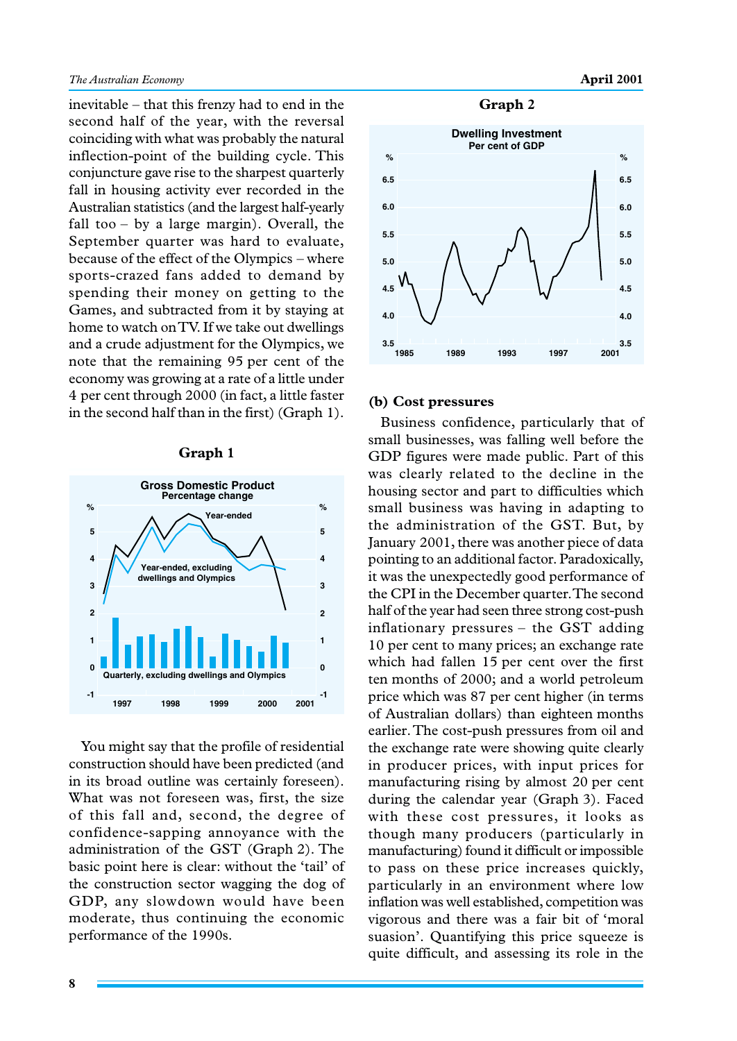inevitable – that this frenzy had to end in the second half of the year, with the reversal coinciding with what was probably the natural inflection-point of the building cycle. This conjuncture gave rise to the sharpest quarterly fall in housing activity ever recorded in the Australian statistics (and the largest half-yearly fall too – by a large margin). Overall, the September quarter was hard to evaluate, because of the effect of the Olympics – where sports-crazed fans added to demand by spending their money on getting to the Games, and subtracted from it by staying at home to watch on TV. If we take out dwellings and a crude adjustment for the Olympics, we note that the remaining 95 per cent of the economy was growing at a rate of a little under 4 per cent through 2000 (in fact, a little faster in the second half than in the first) (Graph 1).

**Graph 1**

Gross Domestic Product
Percentage change

You might say that the profile of residential construction should have been predicted (and in its broad outline was certainly foreseen). What was not foreseen was, first, the size of this fall and, second, the degree of confidence-sapping annoyance with the administration of the GST (Graph 2). The basic point here is clear: without the 'tail' of the construction sector wagging the dog of GDP, any slowdown would have been moderate, thus continuing the economic performance of the 1990s.

**Graph 2**

Dwelling Investment
Per cent of GDP

### (b) Cost pressures

Business confidence, particularly that of small businesses, was falling well before the GDP figures were made public. Part of this was clearly related to the decline in the housing sector and part to difficulties which small business was having in adapting to the administration of the GST. But, by January 2001, there was another piece of data pointing to an additional factor. Paradoxically, it was the unexpectedly good performance of the CPI in the December quarter. The second half of the year had seen three strong cost-push inflationary pressures – the GST adding 10 per cent to many prices; an exchange rate which had fallen 15 per cent over the first ten months of 2000; and a world petroleum price which was 87 per cent higher (in terms of Australian dollars) than eighteen months earlier. The cost-push pressures from oil and the exchange rate were showing quite clearly in producer prices, with input prices for manufacturing rising by almost 20 per cent during the calendar year (Graph 3). Faced with these cost pressures, it looks as though many producers (particularly in manufacturing) found it difficult or impossible to pass on these price increases quickly, particularly in an environment where low inflation was well established, competition was vigorous and there was a fair bit of 'moral suasion'. Quantifying this price squeeze is quite difficult, and assessing its role in the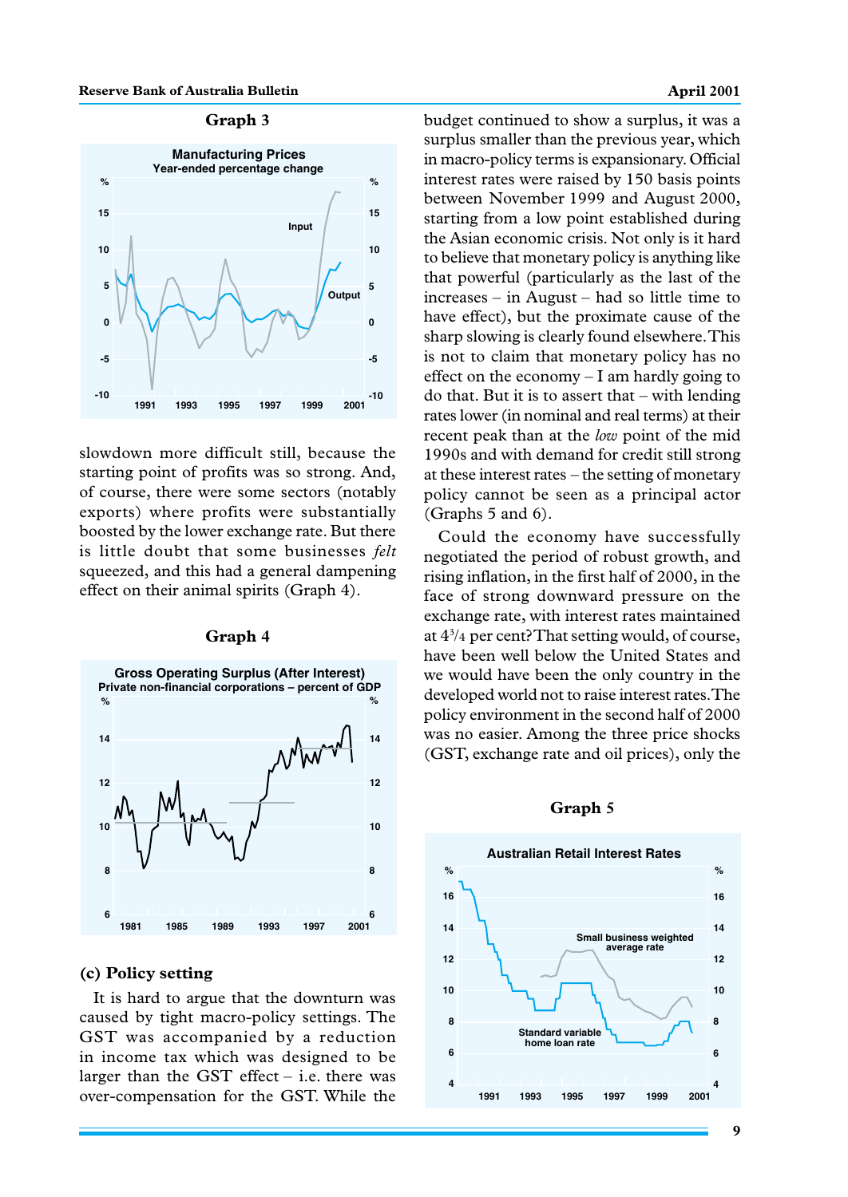**Graph 3**

Manufacturing Prices
Year-ended percentage change

slowdown more difficult still, because the starting point of profits was so strong. And, of course, there were some sectors (notably exports) where profits were substantially boosted by the lower exchange rate. But there is little doubt that some businesses *felt* squeezed, and this had a general dampening effect on their animal spirits (Graph 4).

**Graph 4**

Gross Operating Surplus (After Interest)
Private non-financial corporations – percent of GDP

### (c) Policy setting

It is hard to argue that the downturn was caused by tight macro-policy settings. The GST was accompanied by a reduction in income tax which was designed to be larger than the GST effect – i.e. there was over-compensation for the GST. While the budget continued to show a surplus, it was a surplus smaller than the previous year, which in macro-policy terms is expansionary. Official interest rates were raised by 150 basis points between November 1999 and August 2000, starting from a low point established during the Asian economic crisis. Not only is it hard to believe that monetary policy is anything like that powerful (particularly as the last of the increases – in August – had so little time to have effect), but the proximate cause of the sharp slowing is clearly found elsewhere. This is not to claim that monetary policy has no effect on the economy – I am hardly going to do that. But it is to assert that – with lending rates lower (in nominal and real terms) at their recent peak than at the *low* point of the mid 1990s and with demand for credit still strong at these interest rates – the setting of monetary policy cannot be seen as a principal actor (Graphs 5 and 6).

Could the economy have successfully negotiated the period of robust growth, and rising inflation, in the first half of 2000, in the face of strong downward pressure on the exchange rate, with interest rates maintained at $4^3/_4$ per cent? That setting would, of course, have been well below the United States and we would have been the only country in the developed world not to raise interest rates. The policy environment in the second half of 2000 was no easier. Among the three price shocks (GST, exchange rate and oil prices), only the

**Graph 5**

Australian Retail Interest Rates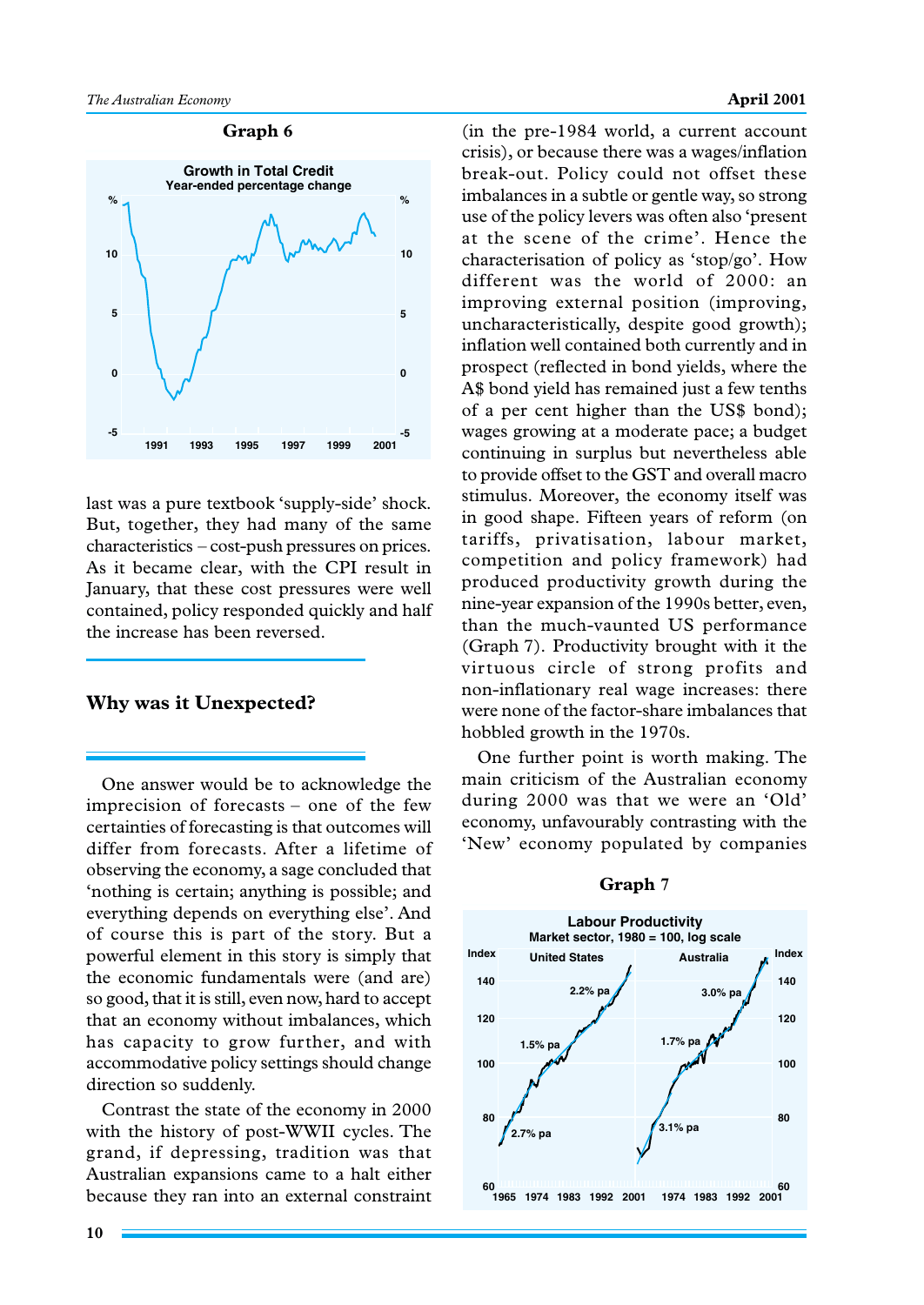**Graph 6**

Growth in Total Credit
Year-ended percentage change

last was a pure textbook 'supply-side' shock. But, together, they had many of the same characteristics – cost-push pressures on prices. As it became clear, with the CPI result in January, that these cost pressures were well contained, policy responded quickly and half the increase has been reversed.

## Why was it Unexpected?

One answer would be to acknowledge the imprecision of forecasts – one of the few certainties of forecasting is that outcomes will differ from forecasts. After a lifetime of observing the economy, a sage concluded that 'nothing is certain; anything is possible; and everything depends on everything else'. And of course this is part of the story. But a powerful element in this story is simply that the economic fundamentals were (and are) so good, that it is still, even now, hard to accept that an economy without imbalances, which has capacity to grow further, and with accommodative policy settings should change direction so suddenly.

Contrast the state of the economy in 2000 with the history of post-WWII cycles. The grand, if depressing, tradition was that Australian expansions came to a halt either because they ran into an external constraint (in the pre-1984 world, a current account crisis), or because there was a wages/inflation break-out. Policy could not offset these imbalances in a subtle or gentle way, so strong use of the policy levers was often also 'present at the scene of the crime'. Hence the characterisation of policy as 'stop/go'. How different was the world of 2000: an improving external position (improving, uncharacteristically, despite good growth); inflation well contained both currently and in prospect (reflected in bond yields, where the A$ bond yield has remained just a few tenths of a per cent higher than the US$ bond); wages growing at a moderate pace; a budget continuing in surplus but nevertheless able to provide offset to the GST and overall macro stimulus. Moreover, the economy itself was in good shape. Fifteen years of reform (on tariffs, privatisation, labour market, competition and policy framework) had produced productivity growth during the nine-year expansion of the 1990s better, even, than the much-vaunted US performance (Graph 7). Productivity brought with it the virtuous circle of strong profits and non-inflationary real wage increases: there were none of the factor-share imbalances that hobbled growth in the 1970s.

One further point is worth making. The main criticism of the Australian economy during 2000 was that we were an 'Old' economy, unfavourably contrasting with the 'New' economy populated by companies

**Graph 7**

Labour Productivity
Market sector, 1980 = 100, log scale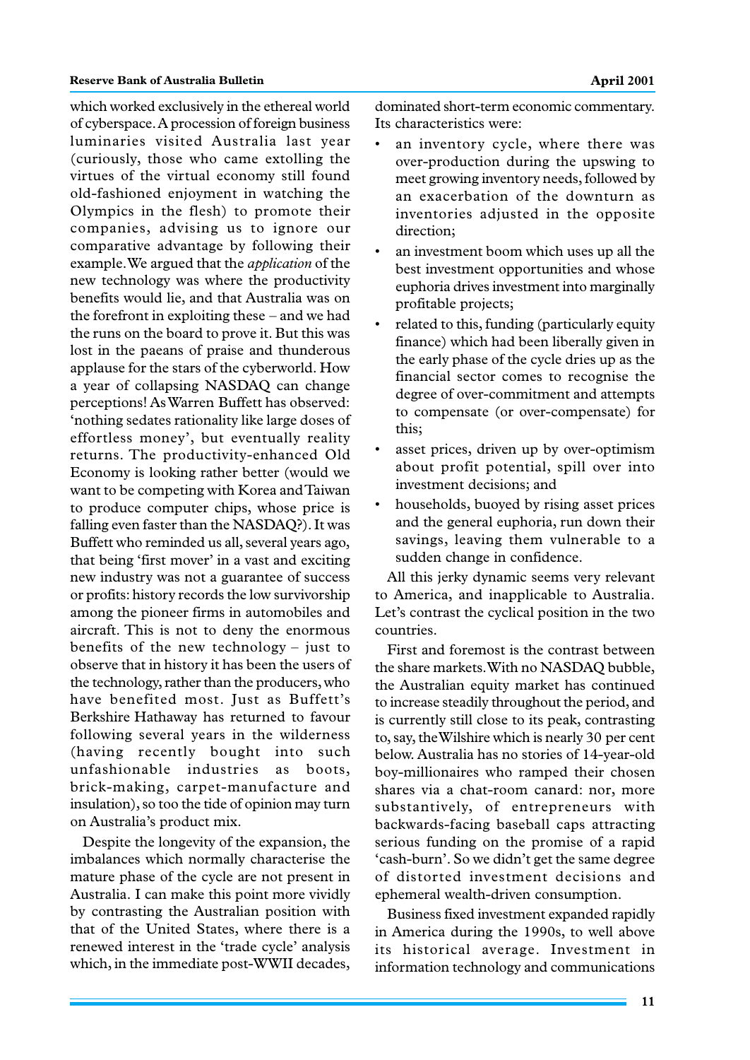which worked exclusively in the ethereal world of cyberspace. A procession of foreign business luminaries visited Australia last year (curiously, those who came extolling the virtues of the virtual economy still found old-fashioned enjoyment in watching the Olympics in the flesh) to promote their companies, advising us to ignore our comparative advantage by following their example. We argued that the *application* of the new technology was where the productivity benefits would lie, and that Australia was on the forefront in exploiting these – and we had the runs on the board to prove it. But this was lost in the paeans of praise and thunderous applause for the stars of the cyberworld. How a year of collapsing NASDAQ can change perceptions! As Warren Buffett has observed: 'nothing sedates rationality like large doses of effortless money', but eventually reality returns. The productivity-enhanced Old Economy is looking rather better (would we want to be competing with Korea and Taiwan to produce computer chips, whose price is falling even faster than the NASDAQ?). It was Buffett who reminded us all, several years ago, that being 'first mover' in a vast and exciting new industry was not a guarantee of success or profits: history records the low survivorship among the pioneer firms in automobiles and aircraft. This is not to deny the enormous benefits of the new technology – just to observe that in history it has been the users of the technology, rather than the producers, who have benefited most. Just as Buffett's Berkshire Hathaway has returned to favour following several years in the wilderness (having recently bought into such unfashionable industries as boots, brick-making, carpet-manufacture and insulation), so too the tide of opinion may turn on Australia's product mix.

Despite the longevity of the expansion, the imbalances which normally characterise the mature phase of the cycle are not present in Australia. I can make this point more vividly by contrasting the Australian position with that of the United States, where there is a renewed interest in the 'trade cycle' analysis which, in the immediate post-WWII decades, dominated short-term economic commentary. Its characteristics were:

- an inventory cycle, where there was over-production during the upswing to meet growing inventory needs, followed by an exacerbation of the downturn as inventories adjusted in the opposite direction;
- an investment boom which uses up all the best investment opportunities and whose euphoria drives investment into marginally profitable projects;
- related to this, funding (particularly equity finance) which had been liberally given in the early phase of the cycle dries up as the financial sector comes to recognise the degree of over-commitment and attempts to compensate (or over-compensate) for this;
- asset prices, driven up by over-optimism about profit potential, spill over into investment decisions; and
- households, buoyed by rising asset prices and the general euphoria, run down their savings, leaving them vulnerable to a sudden change in confidence.

All this jerky dynamic seems very relevant to America, and inapplicable to Australia. Let's contrast the cyclical position in the two countries.

First and foremost is the contrast between the share markets. With no NASDAQ bubble, the Australian equity market has continued to increase steadily throughout the period, and is currently still close to its peak, contrasting to, say, the Wilshire which is nearly 30 per cent below. Australia has no stories of 14-year-old boy-millionaires who ramped their chosen shares via a chat-room canard: nor, more substantively, of entrepreneurs with backwards-facing baseball caps attracting serious funding on the promise of a rapid 'cash-burn'. So we didn't get the same degree of distorted investment decisions and ephemeral wealth-driven consumption.

Business fixed investment expanded rapidly in America during the 1990s, to well above its historical average. Investment in information technology and communications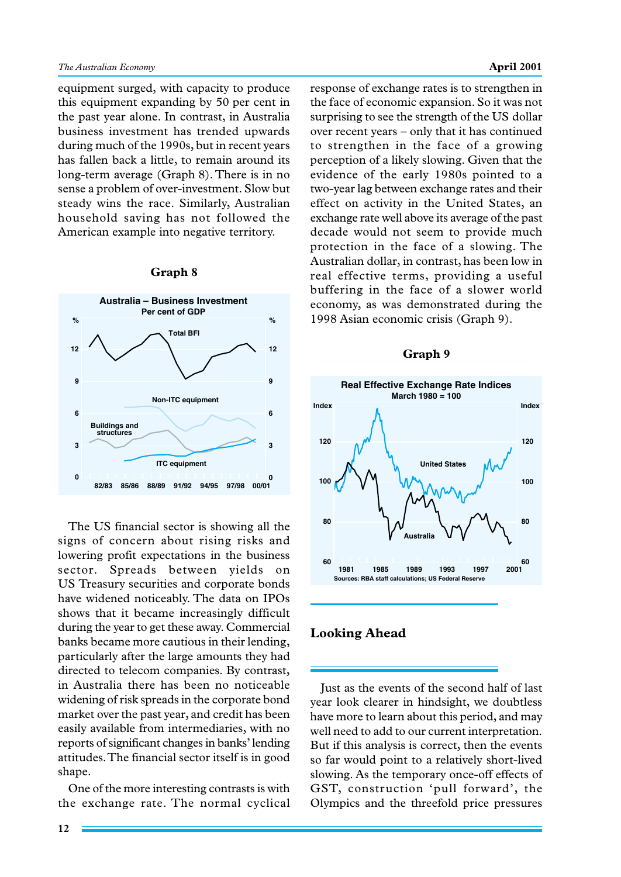equipment surged, with capacity to produce this equipment expanding by 50 per cent in the past year alone. In contrast, in Australia business investment has trended upwards during much of the 1990s, but in recent years has fallen back a little, to remain around its long-term average (Graph 8). There is in no sense a problem of over-investment. Slow but steady wins the race. Similarly, Australian household saving has not followed the American example into negative territory.

**Graph 8**

The US financial sector is showing all the signs of concern about rising risks and lowering profit expectations in the business sector. Spreads between yields on US Treasury securities and corporate bonds have widened noticeably. The data on IPOs shows that it became increasingly difficult during the year to get these away. Commercial banks became more cautious in their lending, particularly after the large amounts they had directed to telecom companies. By contrast, in Australia there has been no noticeable widening of risk spreads in the corporate bond market over the past year, and credit has been easily available from intermediaries, with no reports of significant changes in banks' lending attitudes. The financial sector itself is in good shape.

One of the more interesting contrasts is with the exchange rate. The normal cyclical response of exchange rates is to strengthen in the face of economic expansion. So it was not surprising to see the strength of the US dollar over recent years – only that it has continued to strengthen in the face of a growing perception of a likely slowing. Given that the evidence of the early 1980s pointed to a two-year lag between exchange rates and their effect on activity in the United States, an exchange rate well above its average of the past decade would not seem to provide much protection in the face of a slowing. The Australian dollar, in contrast, has been low in real effective terms, providing a useful buffering in the face of a slower world economy, as was demonstrated during the 1998 Asian economic crisis (Graph 9).

**Graph 9**

## Looking Ahead

Just as the events of the second half of last year look clearer in hindsight, we doubtless have more to learn about this period, and may well need to add to our current interpretation. But if this analysis is correct, then the events so far would point to a relatively short-lived slowing. As the temporary once-off effects of GST, construction 'pull forward', the Olympics and the threefold price pressures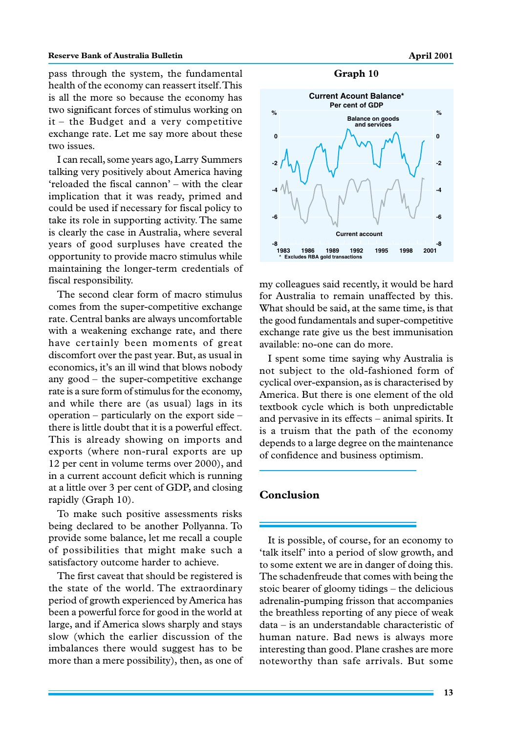pass through the system, the fundamental health of the economy can reassert itself. This is all the more so because the economy has two significant forces of stimulus working on it – the Budget and a very competitive exchange rate. Let me say more about these two issues.

I can recall, some years ago, Larry Summers talking very positively about America having 'reloaded the fiscal cannon' – with the clear implication that it was ready, primed and could be used if necessary for fiscal policy to take its role in supporting activity. The same is clearly the case in Australia, where several years of good surpluses have created the opportunity to provide macro stimulus while maintaining the longer-term credentials of fiscal responsibility.

The second clear form of macro stimulus comes from the super-competitive exchange rate. Central banks are always uncomfortable with a weakening exchange rate, and there have certainly been moments of great discomfort over the past year. But, as usual in economics, it's an ill wind that blows nobody any good – the super-competitive exchange rate is a sure form of stimulus for the economy, and while there are (as usual) lags in its operation – particularly on the export side – there is little doubt that it is a powerful effect. This is already showing on imports and exports (where non-rural exports are up 12 per cent in volume terms over 2000), and in a current account deficit which is running at a little over 3 per cent of GDP, and closing rapidly (Graph 10).

**Graph 10**

**Current Acount Balance***
Per cent of GDP

\* Excludes RBA gold transactions

To make such positive assessments risks being declared to be another Pollyanna. To provide some balance, let me recall a couple of possibilities that might make such a satisfactory outcome harder to achieve.

The first caveat that should be registered is the state of the world. The extraordinary period of growth experienced by America has been a powerful force for good in the world at large, and if America slows sharply and stays slow (which the earlier discussion of the imbalances there would suggest has to be more than a mere possibility), then, as one of my colleagues said recently, it would be hard for Australia to remain unaffected by this. What should be said, at the same time, is that the good fundamentals and super-competitive exchange rate give us the best immunisation available: no-one can do more.

I spent some time saying why Australia is not subject to the old-fashioned form of cyclical over-expansion, as is characterised by America. But there is one element of the old textbook cycle which is both unpredictable and pervasive in its effects – animal spirits. It is a truism that the path of the economy depends to a large degree on the maintenance of confidence and business optimism.

## Conclusion

It is possible, of course, for an economy to 'talk itself' into a period of slow growth, and to some extent we are in danger of doing this. The schadenfreude that comes with being the stoic bearer of gloomy tidings – the delicious adrenalin-pumping frisson that accompanies the breathless reporting of any piece of weak data – is an understandable characteristic of human nature. Bad news is always more interesting than good. Plane crashes are more noteworthy than safe arrivals. But some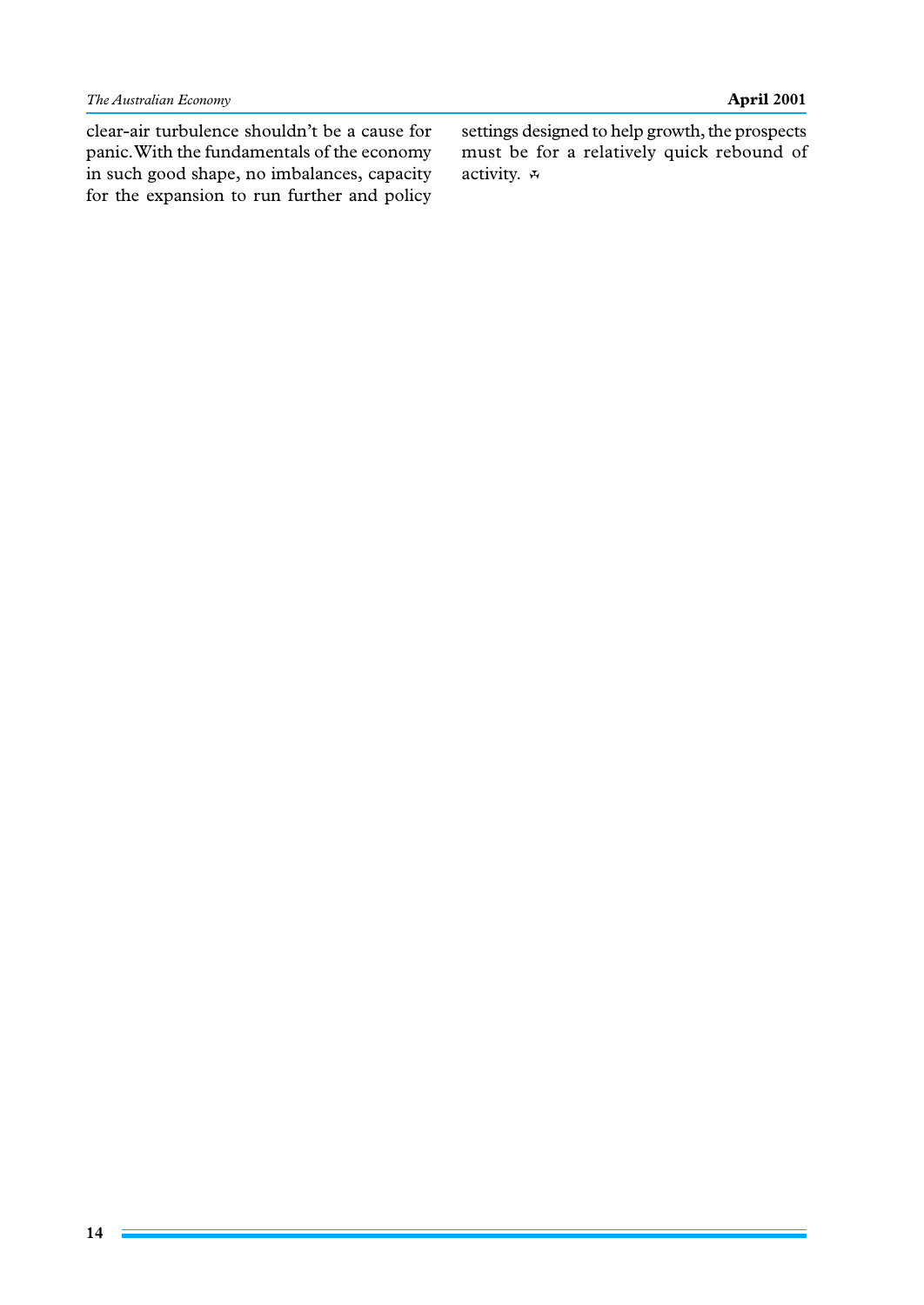clear-air turbulence shouldn't be a cause for panic. With the fundamentals of the economy in such good shape, no imbalances, capacity for the expansion to run further and policy settings designed to help growth, the prospects must be for a relatively quick rebound of activity.